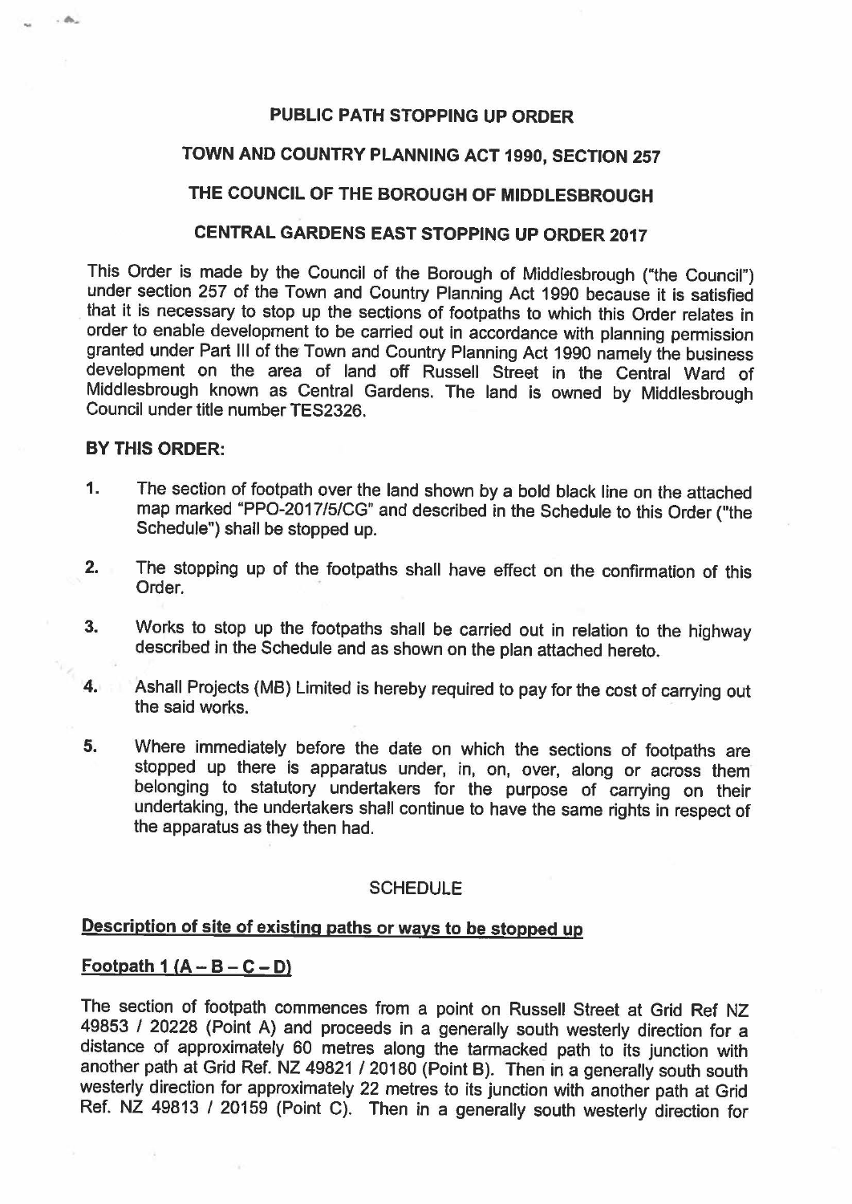# PUBLIC PATH STOPPING UP ORDER

## TOWN AND COUNTRY PLANNING ACT 1990, SECTION 257

## THE COUNCIL OF THE BOROUGH OF MIDDLESBROUGH

## CENTRAL GARDENS EAST STOPPING UP ORDER 2017

This Order is made by the Council of the Borough of Middlesbrough ("the Council") under section 257 of the Town and Country Planning Act 1990 because it is satisfied that it is necessary to stop up the sections of footpaths to which this Order relates in order to enable development to be carried out in accordance with planning permission granted under Part III of the Town and Country Planning Act 1990 namely the business development on the area of land off Russell Street in the Central Ward of Middlesbrough known as Central Gardens. The land is owned by Middlesbrough Council under title number TES2326.

**BY THIS ORDER:**

1. The section of footpath over the land shown by a bold black line on the attached map marked "PPO-2017/5/CG" and described in the Schedule to this Order ("the Schedule") shall be stopped up.

2. The stopping up of the footpaths shall have effect on the confirmation of this Order.

3. Works to stop up the footpaths shall be carried out in relation to the highway described in the Schedule and as shown on the plan attached hereto.

4. Ashall Projects (MB) Limited is hereby required to pay for the cost of carrying out the said works.

5. Where immediately before the date on which the sections of footpaths are stopped up there is apparatus under, in, on, over, along or across them belonging to statutory undertakers for the purpose of carrying on their undertaking, the undertakers shall continue to have the same rights in respect of the apparatus as they then had.

SCHEDULE

**Description of site of existing paths or ways to be stopped up**

**Footpath 1 (A – B – C – D)**

The section of footpath commences from a point on Russell Street at Grid Ref NZ 49853 / 20228 (Point A) and proceeds in a generally south westerly direction for a distance of approximately 60 metres along the tarmacked path to its junction with another path at Grid Ref. NZ 49821 / 20180 (Point B). Then in a generally south south westerly direction for approximately 22 metres to its junction with another path at Grid Ref. NZ 49813 / 20159 (Point C). Then in a generally south westerly direction for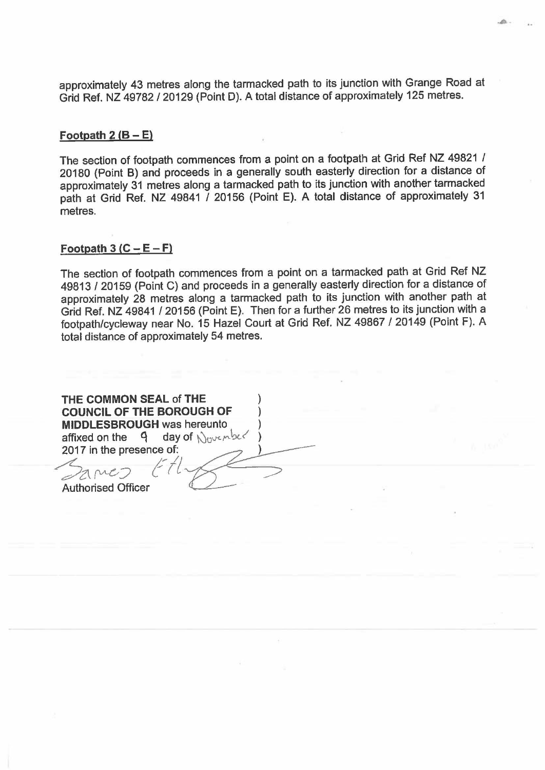approximately 43 metres along the tarmacked path to its junction with Grange Road at Grid Ref. NZ 49782 / 20129 (Point D). A total distance of approximately 125 metres.

**Footpath 2 (B – E)**

The section of footpath commences from a point on a footpath at Grid Ref NZ 49821 / 20180 (Point B) and proceeds in a generally south easterly direction for a distance of approximately 31 metres along a tarmacked path to its junction with another tarmacked path at Grid Ref. NZ 49841 / 20156 (Point E). A total distance of approximately 31 metres.

**Footpath 3 (C – E – F)**

The section of footpath commences from a point on a tarmacked path at Grid Ref NZ 49813 / 20159 (Point C) and proceeds in a generally easterly direction for a distance of approximately 28 metres along a tarmacked path to its junction with another path at Grid Ref. NZ 49841 / 20156 (Point E). Then for a further 26 metres to its junction with a footpath/cycleway near No. 15 Hazel Court at Grid Ref. NZ 49867 / 20149 (Point F). A total distance of approximately 54 metres.

**THE COMMON SEAL** of **THE COUNCIL OF THE BOROUGH OF MIDDLESBROUGH** was hereunto affixed on the 9 day of November 2017 in the presence of:

James Ethe

Authorised Officer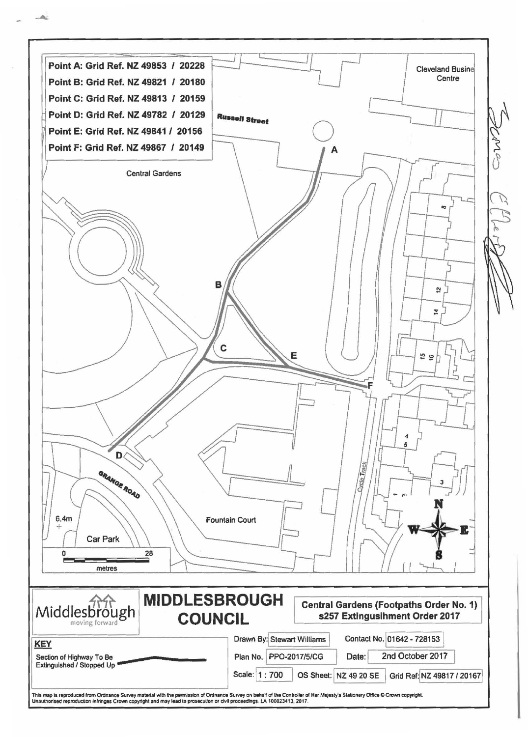Point A: Grid Ref. NZ 49853 / 20228

Point B: Grid Ref. NZ 49821 / 20180

Point C: Grid Ref. NZ 49813 / 20159

Point D: Grid Ref. NZ 49782 / 20129

Point E: Grid Ref. NZ 49841 / 20156

Point F: Grid Ref. NZ 49867 / 20149

Russell Street

Cleveland Business Centre

Central Gardens

A

B

C

D

E

F

8

12

14

15

16

4

5

3

1

Cycle Track

GRANGE ROAD

Fountain Court

6.4m

Car Park

0

28

metres

N

W

E

S

Middlesbrough moving forward

# MIDDLESBROUGH COUNCIL

**Central Gardens (Footpaths Order No. 1) s257 Extingusihment Order 2017**

**KEY**

Section of Highway To Be Extinguished / Stopped Up

| | | | |
|---|---|---|---|
| Drawn By: | Stewart Williams | Contact No. | 01642 - 728153 |
| Plan No. | PPO-2017/5/CG | Date: | 2nd October 2017 |
| Scale: | 1 : 700 | OS Sheet: | NZ 49 20 SE |
| Grid Ref: | NZ 49817 / 20167 | | |

This map is reproduced from Ordnance Survey material with the permission of Ordnance Survey on behalf of the Controller of Her Majesty's Stationery Office © Crown copyright. Unauthorised reproduction infringes Crown copyright and may lead to prosecution or civil proceedings. LA 100023413. 2017.